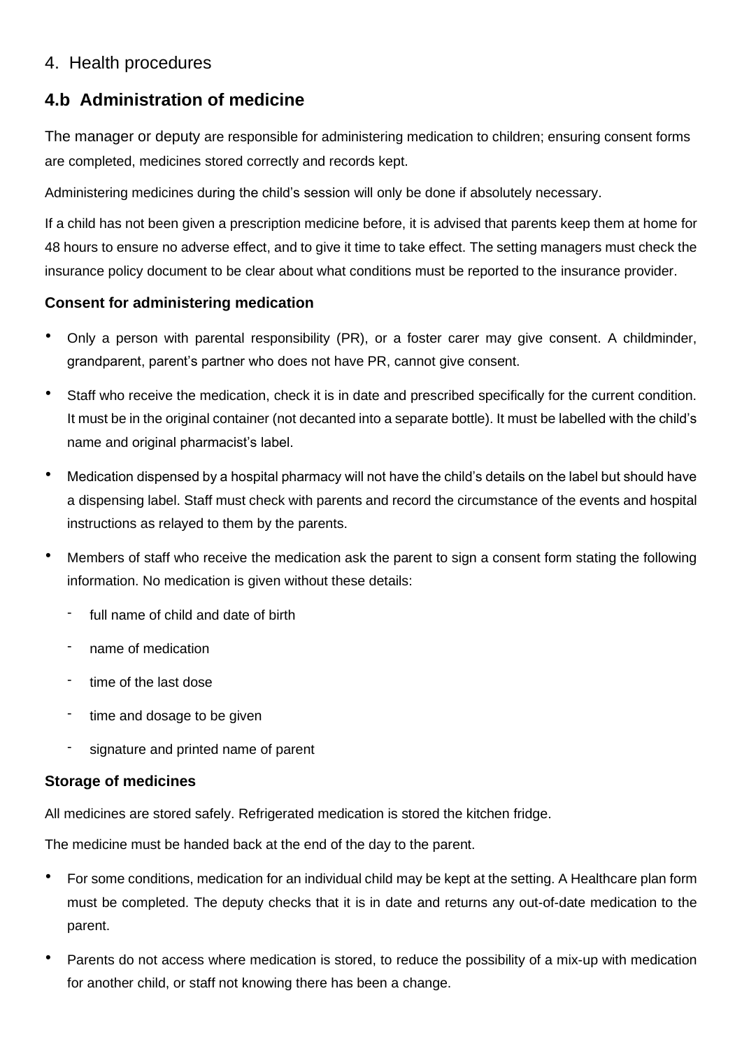## 4. Health procedures

## 4.b Administration of medicine

The manager or deputy are responsible for administering medication to children; ensuring consent forms are completed, medicines stored correctly and records kept.

Administering medicines during the child's session will only be done if absolutely necessary.

If a child has not been given a prescription medicine before, it is advised that parents keep them at home for 48 hours to ensure no adverse effect, and to give it time to take effect. The setting managers must check the insurance policy document to be clear about what conditions must be reported to the insurance provider.

### Consent for administering medication

- Only a person with parental responsibility (PR), or a foster carer may give consent. A childminder, grandparent, parent's partner who does not have PR, cannot give consent.
- Staff who receive the medication, check it is in date and prescribed specifically for the current condition. It must be in the original container (not decanted into a separate bottle). It must be labelled with the child's name and original pharmacist's label.
- Medication dispensed by a hospital pharmacy will not have the child's details on the label but should have a dispensing label. Staff must check with parents and record the circumstance of the events and hospital instructions as relayed to them by the parents.
- Members of staff who receive the medication ask the parent to sign a consent form stating the following information. No medication is given without these details:
  - full name of child and date of birth
  - name of medication
  - time of the last dose
  - time and dosage to be given
  - signature and printed name of parent

### Storage of medicines

All medicines are stored safely. Refrigerated medication is stored the kitchen fridge.

The medicine must be handed back at the end of the day to the parent.

- For some conditions, medication for an individual child may be kept at the setting. A Healthcare plan form must be completed. The deputy checks that it is in date and returns any out-of-date medication to the parent.
- Parents do not access where medication is stored, to reduce the possibility of a mix-up with medication for another child, or staff not knowing there has been a change.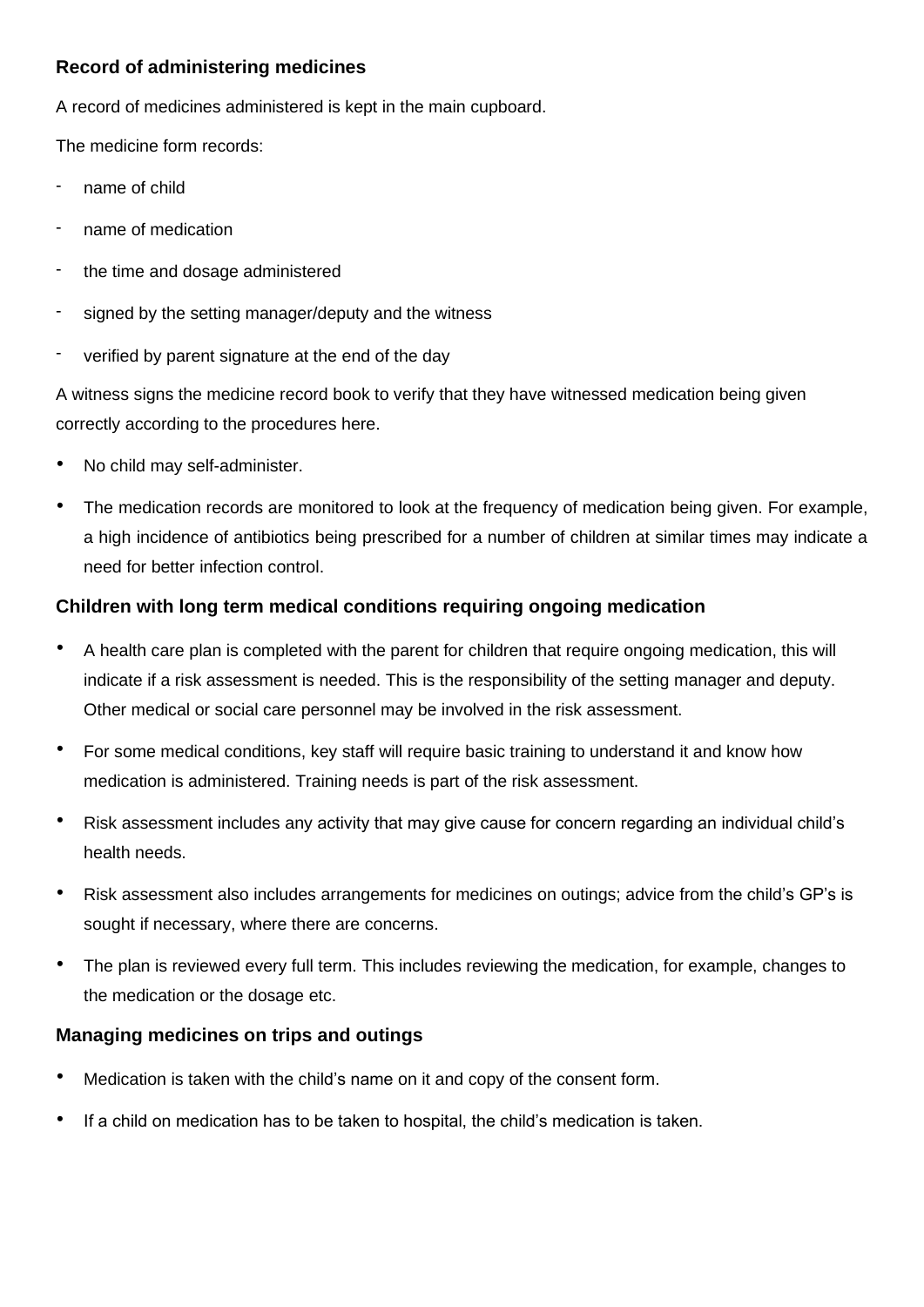### Record of administering medicines

A record of medicines administered is kept in the main cupboard.

The medicine form records:

- name of child
- name of medication
- the time and dosage administered
- signed by the setting manager/deputy and the witness
- verified by parent signature at the end of the day

A witness signs the medicine record book to verify that they have witnessed medication being given correctly according to the procedures here.

- No child may self-administer.
- The medication records are monitored to look at the frequency of medication being given. For example, a high incidence of antibiotics being prescribed for a number of children at similar times may indicate a need for better infection control.

### Children with long term medical conditions requiring ongoing medication

- A health care plan is completed with the parent for children that require ongoing medication, this will indicate if a risk assessment is needed. This is the responsibility of the setting manager and deputy. Other medical or social care personnel may be involved in the risk assessment.
- For some medical conditions, key staff will require basic training to understand it and know how medication is administered. Training needs is part of the risk assessment.
- Risk assessment includes any activity that may give cause for concern regarding an individual child's health needs.
- Risk assessment also includes arrangements for medicines on outings; advice from the child's GP's is sought if necessary, where there are concerns.
- The plan is reviewed every full term. This includes reviewing the medication, for example, changes to the medication or the dosage etc.

### Managing medicines on trips and outings

- Medication is taken with the child's name on it and copy of the consent form.
- If a child on medication has to be taken to hospital, the child's medication is taken.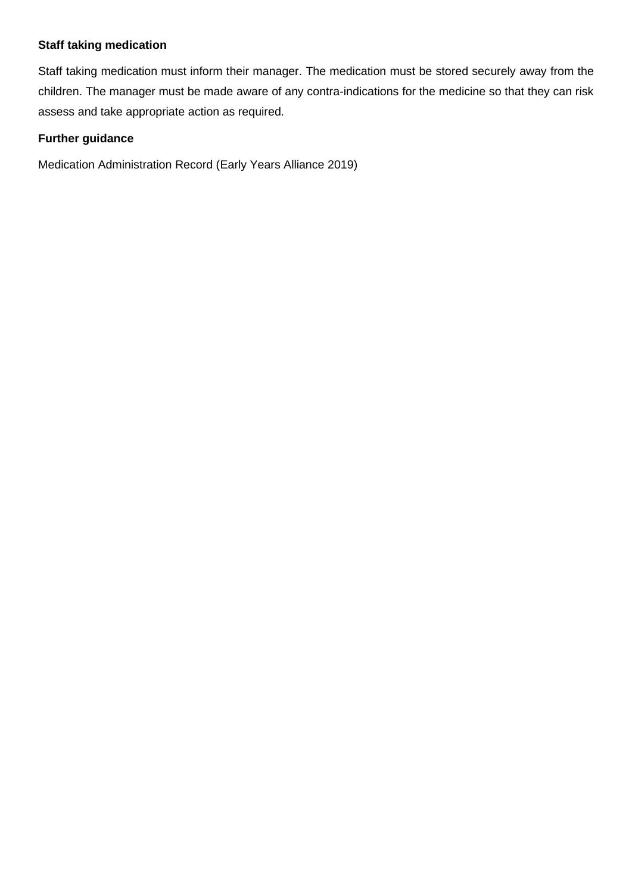**Staff taking medication**

Staff taking medication must inform their manager. The medication must be stored securely away from the children. The manager must be made aware of any contra-indications for the medicine so that they can risk assess and take appropriate action as required.

**Further guidance**

Medication Administration Record (Early Years Alliance 2019)